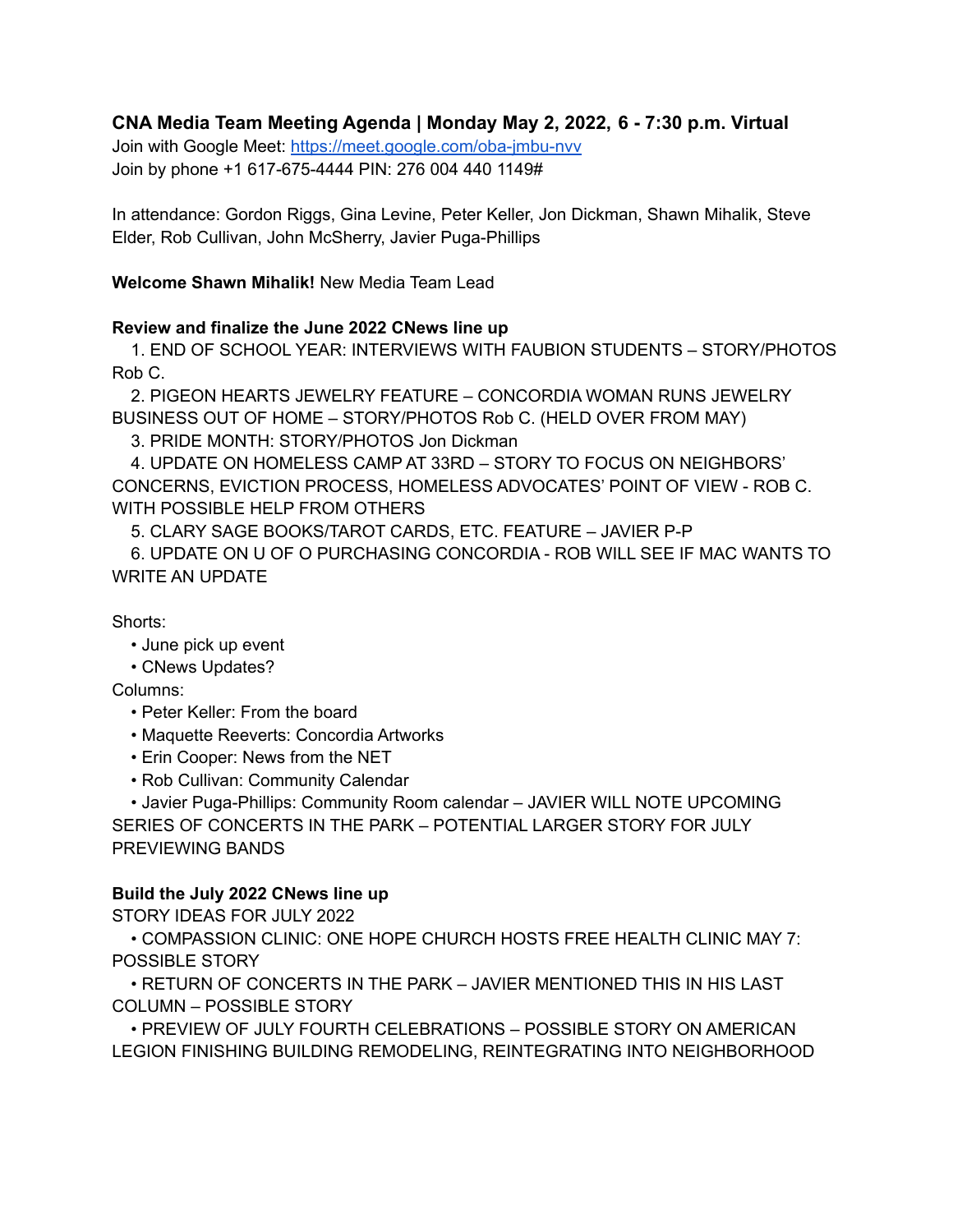## CNA Media Team Meeting Agenda | Monday May 2, 2022, 6 - 7:30 p.m. Virtual

Join with Google Meet: https://meet.google.com/oba-jmbu-nvv
Join by phone +1 617-675-4444 PIN: 276 004 440 1149#

In attendance: Gordon Riggs, Gina Levine, Peter Keller, Jon Dickman, Shawn Mihalik, Steve Elder, Rob Cullivan, John McSherry, Javier Puga-Phillips

**Welcome Shawn Mihalik!** New Media Team Lead

**Review and finalize the June 2022 CNews line up**

1. END OF SCHOOL YEAR: INTERVIEWS WITH FAUBION STUDENTS – STORY/PHOTOS Rob C.
2. PIGEON HEARTS JEWELRY FEATURE – CONCORDIA WOMAN RUNS JEWELRY BUSINESS OUT OF HOME – STORY/PHOTOS Rob C. (HELD OVER FROM MAY)
3. PRIDE MONTH: STORY/PHOTOS Jon Dickman
4. UPDATE ON HOMELESS CAMP AT 33RD – STORY TO FOCUS ON NEIGHBORS' CONCERNS, EVICTION PROCESS, HOMELESS ADVOCATES' POINT OF VIEW - ROB C. WITH POSSIBLE HELP FROM OTHERS
5. CLARY SAGE BOOKS/TAROT CARDS, ETC. FEATURE – JAVIER P-P
6. UPDATE ON U OF O PURCHASING CONCORDIA - ROB WILL SEE IF MAC WANTS TO WRITE AN UPDATE

Shorts:

- June pick up event
- CNews Updates?

Columns:

- Peter Keller: From the board
- Maquette Reeverts: Concordia Artworks
- Erin Cooper: News from the NET
- Rob Cullivan: Community Calendar
- Javier Puga-Phillips: Community Room calendar – JAVIER WILL NOTE UPCOMING SERIES OF CONCERTS IN THE PARK – POTENTIAL LARGER STORY FOR JULY PREVIEWING BANDS

**Build the July 2022 CNews line up**

STORY IDEAS FOR JULY 2022

- COMPASSION CLINIC: ONE HOPE CHURCH HOSTS FREE HEALTH CLINIC MAY 7: POSSIBLE STORY
- RETURN OF CONCERTS IN THE PARK – JAVIER MENTIONED THIS IN HIS LAST COLUMN – POSSIBLE STORY
- PREVIEW OF JULY FOURTH CELEBRATIONS – POSSIBLE STORY ON AMERICAN LEGION FINISHING BUILDING REMODELING, REINTEGRATING INTO NEIGHBORHOOD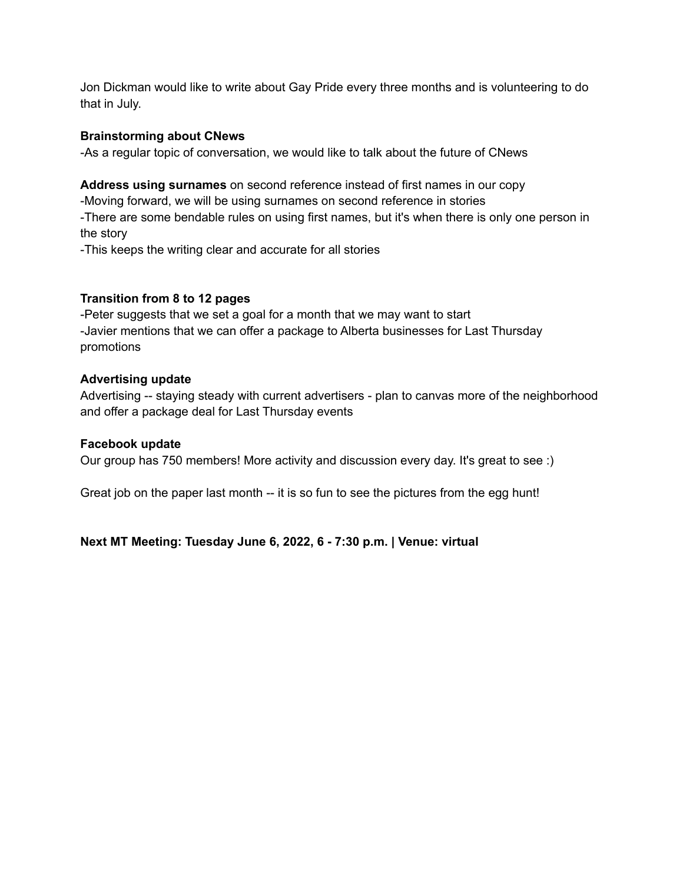Jon Dickman would like to write about Gay Pride every three months and is volunteering to do that in July.

**Brainstorming about CNews**
-As a regular topic of conversation, we would like to talk about the future of CNews

**Address using surnames** on second reference instead of first names in our copy
-Moving forward, we will be using surnames on second reference in stories
-There are some bendable rules on using first names, but it's when there is only one person in the story
-This keeps the writing clear and accurate for all stories

**Transition from 8 to 12 pages**
-Peter suggests that we set a goal for a month that we may want to start
-Javier mentions that we can offer a package to Alberta businesses for Last Thursday promotions

**Advertising update**
Advertising -- staying steady with current advertisers - plan to canvas more of the neighborhood and offer a package deal for Last Thursday events

**Facebook update**
Our group has 750 members! More activity and discussion every day. It's great to see :)

Great job on the paper last month -- it is so fun to see the pictures from the egg hunt!

**Next MT Meeting: Tuesday June 6, 2022, 6 - 7:30 p.m. | Venue: virtual**